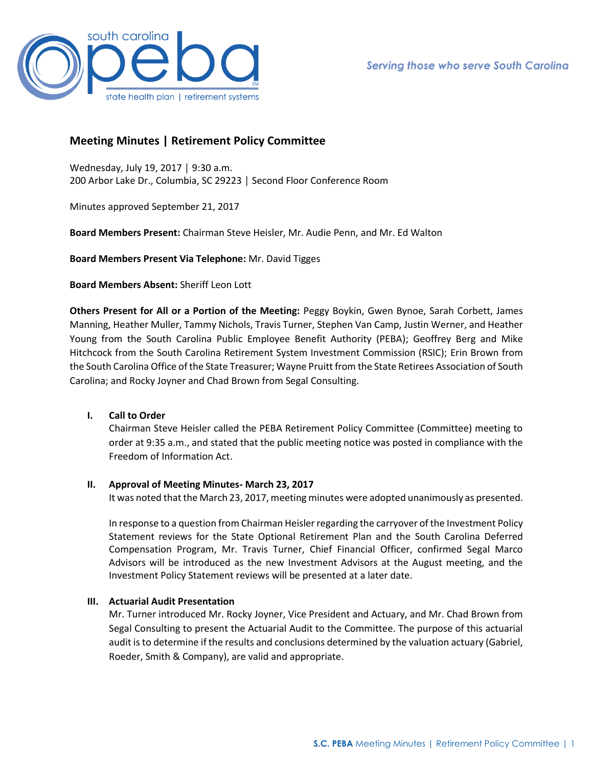# Meeting Minutes | Retirement Policy Committee

Wednesday, July 19, 2017 │ 9:30 a.m.
200 Arbor Lake Dr., Columbia, SC 29223 │ Second Floor Conference Room

Minutes approved September 21, 2017

**Board Members Present:** Chairman Steve Heisler, Mr. Audie Penn, and Mr. Ed Walton

**Board Members Present Via Telephone:** Mr. David Tigges

**Board Members Absent:** Sheriff Leon Lott

**Others Present for All or a Portion of the Meeting:** Peggy Boykin, Gwen Bynoe, Sarah Corbett, James Manning, Heather Muller, Tammy Nichols, Travis Turner, Stephen Van Camp, Justin Werner, and Heather Young from the South Carolina Public Employee Benefit Authority (PEBA); Geoffrey Berg and Mike Hitchcock from the South Carolina Retirement System Investment Commission (RSIC); Erin Brown from the South Carolina Office of the State Treasurer; Wayne Pruitt from the State Retirees Association of South Carolina; and Rocky Joyner and Chad Brown from Segal Consulting.

## I. Call to Order

Chairman Steve Heisler called the PEBA Retirement Policy Committee (Committee) meeting to order at 9:35 a.m., and stated that the public meeting notice was posted in compliance with the Freedom of Information Act.

## II. Approval of Meeting Minutes- March 23, 2017

It was noted that the March 23, 2017, meeting minutes were adopted unanimously as presented.

In response to a question from Chairman Heisler regarding the carryover of the Investment Policy Statement reviews for the State Optional Retirement Plan and the South Carolina Deferred Compensation Program, Mr. Travis Turner, Chief Financial Officer, confirmed Segal Marco Advisors will be introduced as the new Investment Advisors at the August meeting, and the Investment Policy Statement reviews will be presented at a later date.

## III. Actuarial Audit Presentation

Mr. Turner introduced Mr. Rocky Joyner, Vice President and Actuary, and Mr. Chad Brown from Segal Consulting to present the Actuarial Audit to the Committee. The purpose of this actuarial audit is to determine if the results and conclusions determined by the valuation actuary (Gabriel, Roeder, Smith & Company), are valid and appropriate.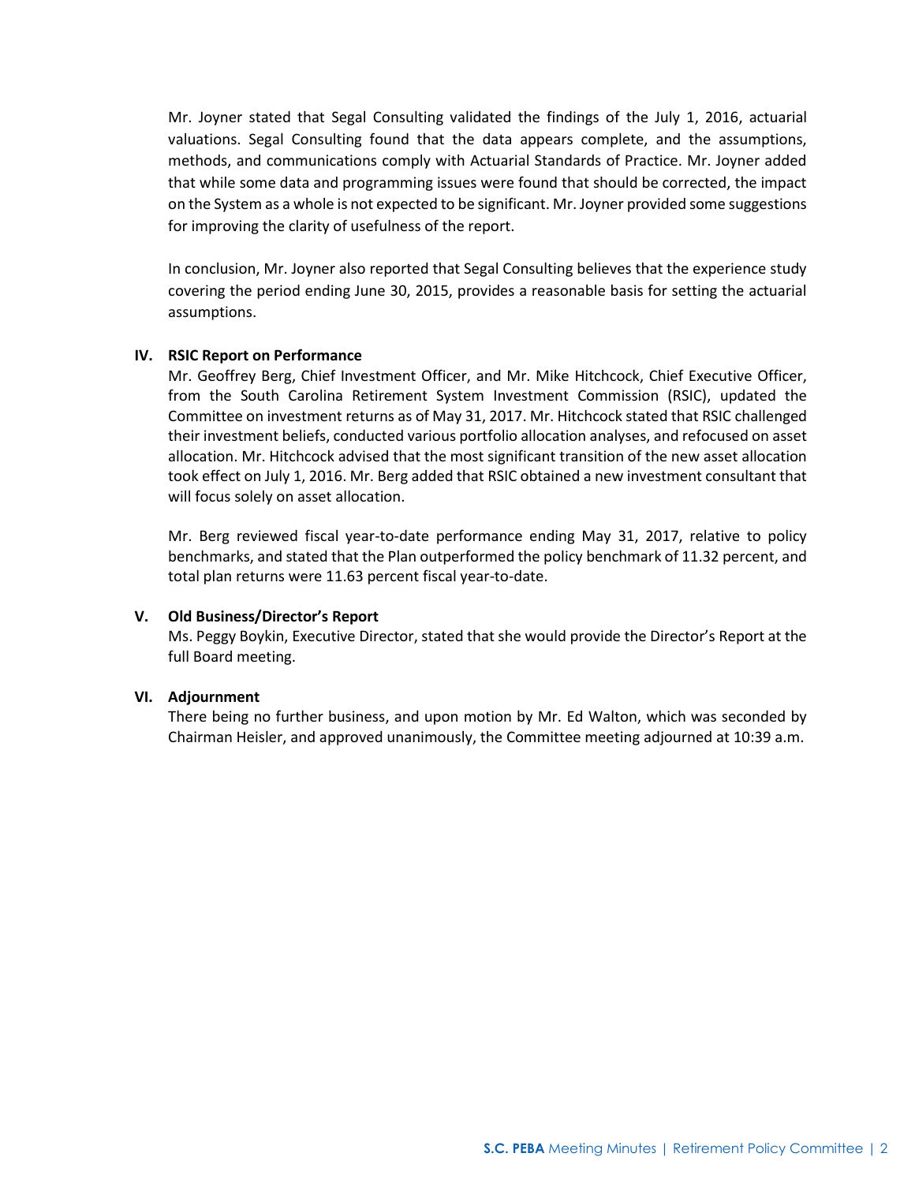Mr. Joyner stated that Segal Consulting validated the findings of the July 1, 2016, actuarial valuations. Segal Consulting found that the data appears complete, and the assumptions, methods, and communications comply with Actuarial Standards of Practice. Mr. Joyner added that while some data and programming issues were found that should be corrected, the impact on the System as a whole is not expected to be significant. Mr. Joyner provided some suggestions for improving the clarity of usefulness of the report.

In conclusion, Mr. Joyner also reported that Segal Consulting believes that the experience study covering the period ending June 30, 2015, provides a reasonable basis for setting the actuarial assumptions.

**IV. RSIC Report on Performance**

Mr. Geoffrey Berg, Chief Investment Officer, and Mr. Mike Hitchcock, Chief Executive Officer, from the South Carolina Retirement System Investment Commission (RSIC), updated the Committee on investment returns as of May 31, 2017. Mr. Hitchcock stated that RSIC challenged their investment beliefs, conducted various portfolio allocation analyses, and refocused on asset allocation. Mr. Hitchcock advised that the most significant transition of the new asset allocation took effect on July 1, 2016. Mr. Berg added that RSIC obtained a new investment consultant that will focus solely on asset allocation.

Mr. Berg reviewed fiscal year-to-date performance ending May 31, 2017, relative to policy benchmarks, and stated that the Plan outperformed the policy benchmark of 11.32 percent, and total plan returns were 11.63 percent fiscal year-to-date.

**V. Old Business/Director's Report**

Ms. Peggy Boykin, Executive Director, stated that she would provide the Director's Report at the full Board meeting.

**VI. Adjournment**

There being no further business, and upon motion by Mr. Ed Walton, which was seconded by Chairman Heisler, and approved unanimously, the Committee meeting adjourned at 10:39 a.m.